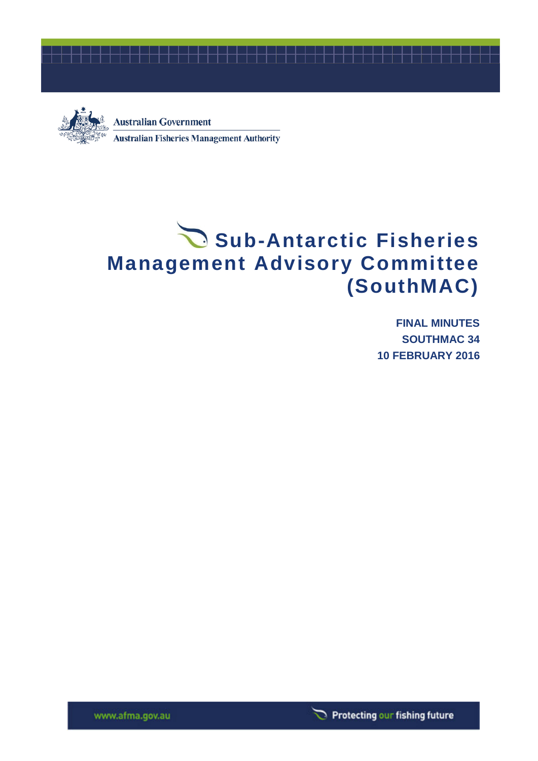Australian Government

Australian Fisheries Management Authority

# Sub-Antarctic Fisheries Management Advisory Committee (SouthMAC)

**FINAL MINUTES**

**SOUTHMAC 34**

**10 FEBRUARY 2016**

www.afma.gov.au

Protecting our fishing future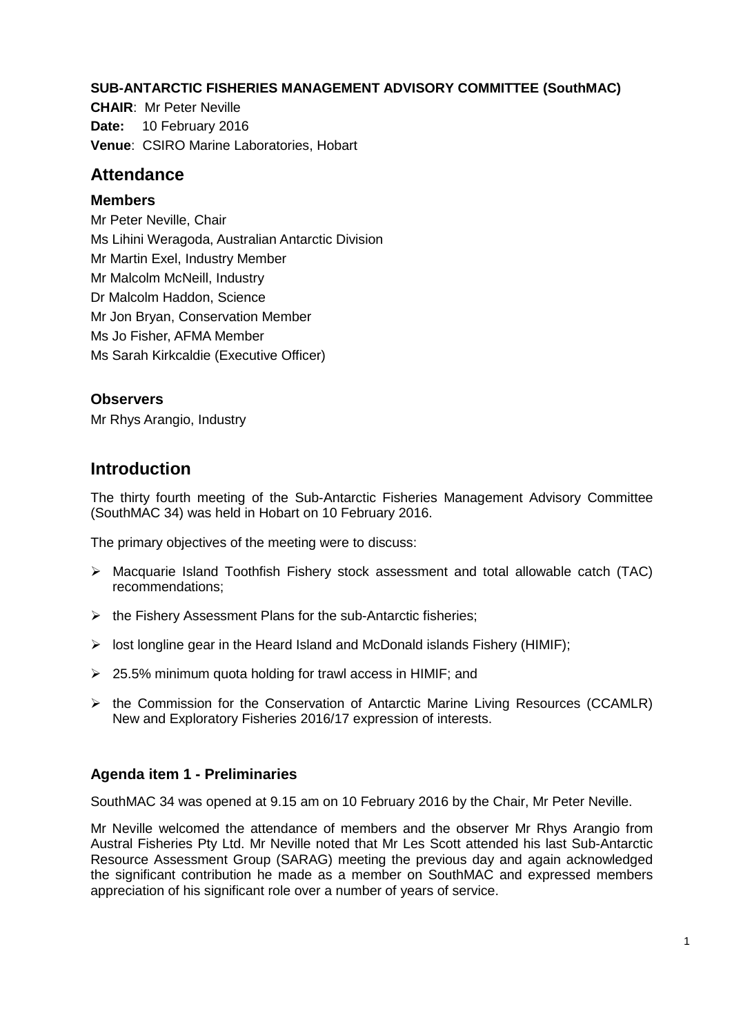**SUB-ANTARCTIC FISHERIES MANAGEMENT ADVISORY COMMITTEE (SouthMAC)**

**CHAIR**: Mr Peter Neville
**Date:** 10 February 2016
**Venue**: CSIRO Marine Laboratories, Hobart

## Attendance

### Members

Mr Peter Neville, Chair
Ms Lihini Weragoda, Australian Antarctic Division
Mr Martin Exel, Industry Member
Mr Malcolm McNeill, Industry
Dr Malcolm Haddon, Science
Mr Jon Bryan, Conservation Member
Ms Jo Fisher, AFMA Member
Ms Sarah Kirkcaldie (Executive Officer)

### Observers

Mr Rhys Arangio, Industry

## Introduction

The thirty fourth meeting of the Sub-Antarctic Fisheries Management Advisory Committee (SouthMAC 34) was held in Hobart on 10 February 2016.

The primary objectives of the meeting were to discuss:

- Macquarie Island Toothfish Fishery stock assessment and total allowable catch (TAC) recommendations;
- the Fishery Assessment Plans for the sub-Antarctic fisheries;
- lost longline gear in the Heard Island and McDonald islands Fishery (HIMIF);
- 25.5% minimum quota holding for trawl access in HIMIF; and
- the Commission for the Conservation of Antarctic Marine Living Resources (CCAMLR) New and Exploratory Fisheries 2016/17 expression of interests.

### Agenda item 1 - Preliminaries

SouthMAC 34 was opened at 9.15 am on 10 February 2016 by the Chair, Mr Peter Neville.

Mr Neville welcomed the attendance of members and the observer Mr Rhys Arangio from Austral Fisheries Pty Ltd. Mr Neville noted that Mr Les Scott attended his last Sub-Antarctic Resource Assessment Group (SARAG) meeting the previous day and again acknowledged the significant contribution he made as a member on SouthMAC and expressed members appreciation of his significant role over a number of years of service.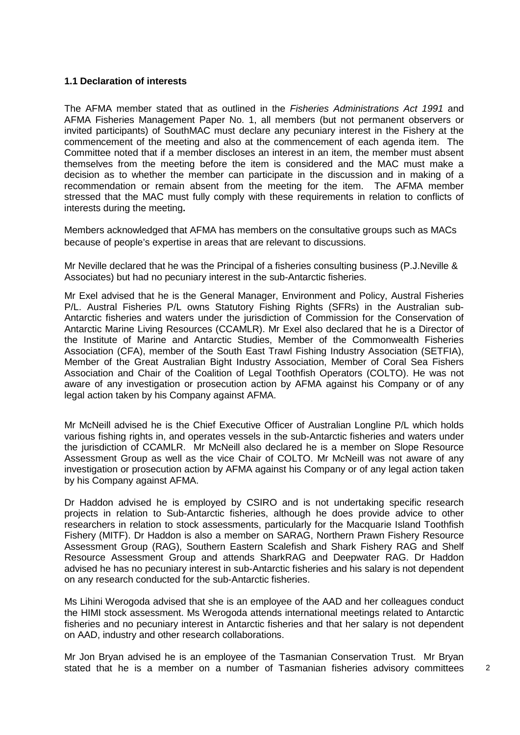### 1.1 Declaration of interests

The AFMA member stated that as outlined in the *Fisheries Administrations Act 1991* and AFMA Fisheries Management Paper No. 1, all members (but not permanent observers or invited participants) of SouthMAC must declare any pecuniary interest in the Fishery at the commencement of the meeting and also at the commencement of each agenda item. The Committee noted that if a member discloses an interest in an item, the member must absent themselves from the meeting before the item is considered and the MAC must make a decision as to whether the member can participate in the discussion and in making of a recommendation or remain absent from the meeting for the item. The AFMA member stressed that the MAC must fully comply with these requirements in relation to conflicts of interests during the meeting**.**

Members acknowledged that AFMA has members on the consultative groups such as MACs because of people's expertise in areas that are relevant to discussions.

Mr Neville declared that he was the Principal of a fisheries consulting business (P.J.Neville & Associates) but had no pecuniary interest in the sub-Antarctic fisheries.

Mr Exel advised that he is the General Manager, Environment and Policy, Austral Fisheries P/L. Austral Fisheries P/L owns Statutory Fishing Rights (SFRs) in the Australian sub-Antarctic fisheries and waters under the jurisdiction of Commission for the Conservation of Antarctic Marine Living Resources (CCAMLR). Mr Exel also declared that he is a Director of the Institute of Marine and Antarctic Studies, Member of the Commonwealth Fisheries Association (CFA), member of the South East Trawl Fishing Industry Association (SETFIA), Member of the Great Australian Bight Industry Association, Member of Coral Sea Fishers Association and Chair of the Coalition of Legal Toothfish Operators (COLTO). He was not aware of any investigation or prosecution action by AFMA against his Company or of any legal action taken by his Company against AFMA.

Mr McNeill advised he is the Chief Executive Officer of Australian Longline P/L which holds various fishing rights in, and operates vessels in the sub-Antarctic fisheries and waters under the jurisdiction of CCAMLR. Mr McNeill also declared he is a member on Slope Resource Assessment Group as well as the vice Chair of COLTO. Mr McNeill was not aware of any investigation or prosecution action by AFMA against his Company or of any legal action taken by his Company against AFMA.

Dr Haddon advised he is employed by CSIRO and is not undertaking specific research projects in relation to Sub-Antarctic fisheries, although he does provide advice to other researchers in relation to stock assessments, particularly for the Macquarie Island Toothfish Fishery (MITF). Dr Haddon is also a member on SARAG, Northern Prawn Fishery Resource Assessment Group (RAG), Southern Eastern Scalefish and Shark Fishery RAG and Shelf Resource Assessment Group and attends SharkRAG and Deepwater RAG. Dr Haddon advised he has no pecuniary interest in sub-Antarctic fisheries and his salary is not dependent on any research conducted for the sub-Antarctic fisheries.

Ms Lihini Werogoda advised that she is an employee of the AAD and her colleagues conduct the HIMI stock assessment. Ms Werogoda attends international meetings related to Antarctic fisheries and no pecuniary interest in Antarctic fisheries and that her salary is not dependent on AAD, industry and other research collaborations.

Mr Jon Bryan advised he is an employee of the Tasmanian Conservation Trust. Mr Bryan stated that he is a member on a number of Tasmanian fisheries advisory committees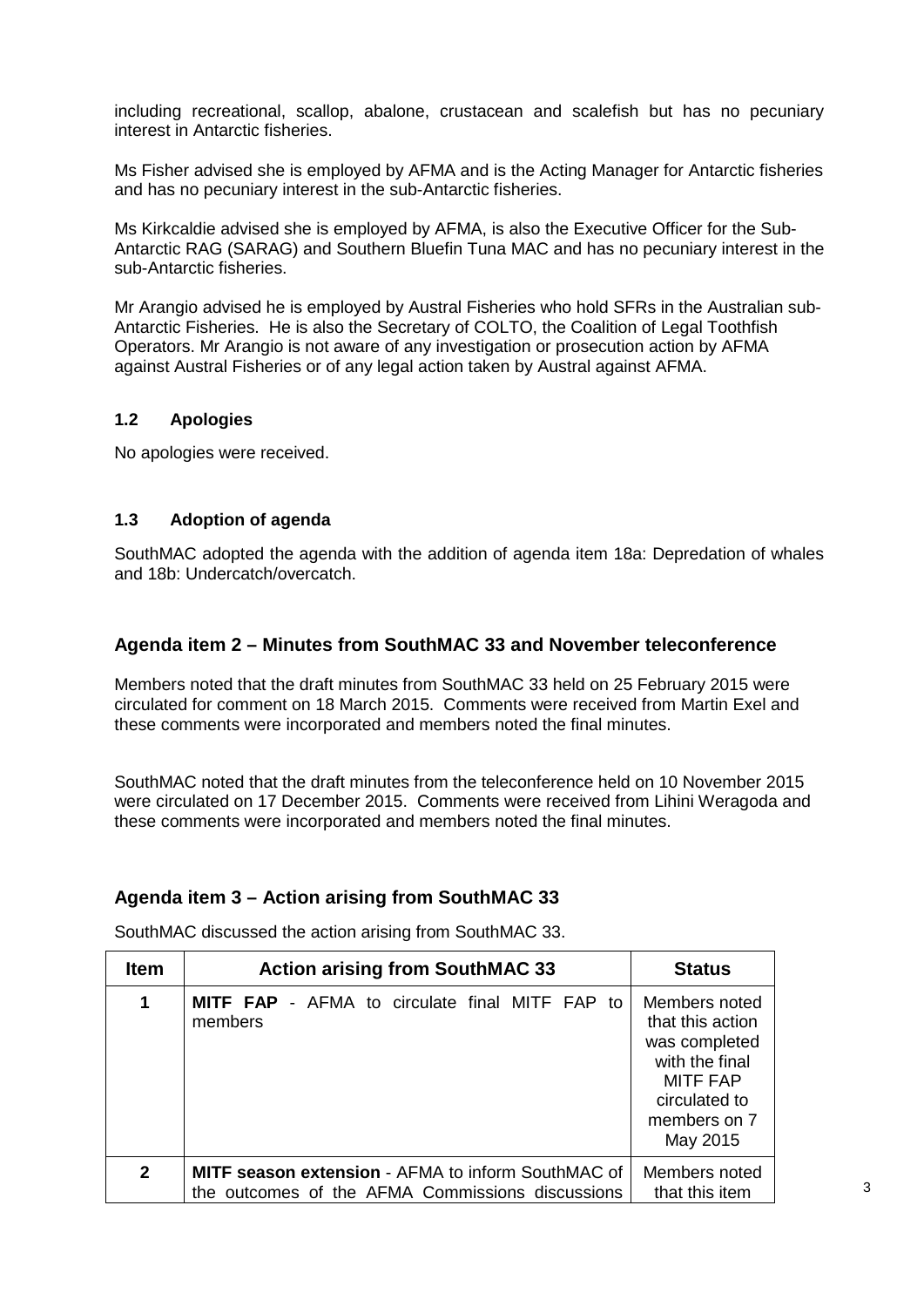including recreational, scallop, abalone, crustacean and scalefish but has no pecuniary interest in Antarctic fisheries.

Ms Fisher advised she is employed by AFMA and is the Acting Manager for Antarctic fisheries and has no pecuniary interest in the sub-Antarctic fisheries.

Ms Kirkcaldie advised she is employed by AFMA, is also the Executive Officer for the Sub-Antarctic RAG (SARAG) and Southern Bluefin Tuna MAC and has no pecuniary interest in the sub-Antarctic fisheries.

Mr Arangio advised he is employed by Austral Fisheries who hold SFRs in the Australian sub-Antarctic Fisheries. He is also the Secretary of COLTO, the Coalition of Legal Toothfish Operators. Mr Arangio is not aware of any investigation or prosecution action by AFMA against Austral Fisheries or of any legal action taken by Austral against AFMA.

### 1.2 Apologies

No apologies were received.

### 1.3 Adoption of agenda

SouthMAC adopted the agenda with the addition of agenda item 18a: Depredation of whales and 18b: Undercatch/overcatch.

## Agenda item 2 – Minutes from SouthMAC 33 and November teleconference

Members noted that the draft minutes from SouthMAC 33 held on 25 February 2015 were circulated for comment on 18 March 2015. Comments were received from Martin Exel and these comments were incorporated and members noted the final minutes.

SouthMAC noted that the draft minutes from the teleconference held on 10 November 2015 were circulated on 17 December 2015. Comments were received from Lihini Weragoda and these comments were incorporated and members noted the final minutes.

## Agenda item 3 – Action arising from SouthMAC 33

SouthMAC discussed the action arising from SouthMAC 33.

| Item | Action arising from SouthMAC 33 | Status |
|---|---|---|
| 1 | **MITF FAP** - AFMA to circulate final MITF FAP to members | Members noted that this action was completed with the final MITF FAP circulated to members on 7 May 2015 |
| 2 | **MITF season extension** - AFMA to inform SouthMAC of the outcomes of the AFMA Commissions discussions | Members noted that this item |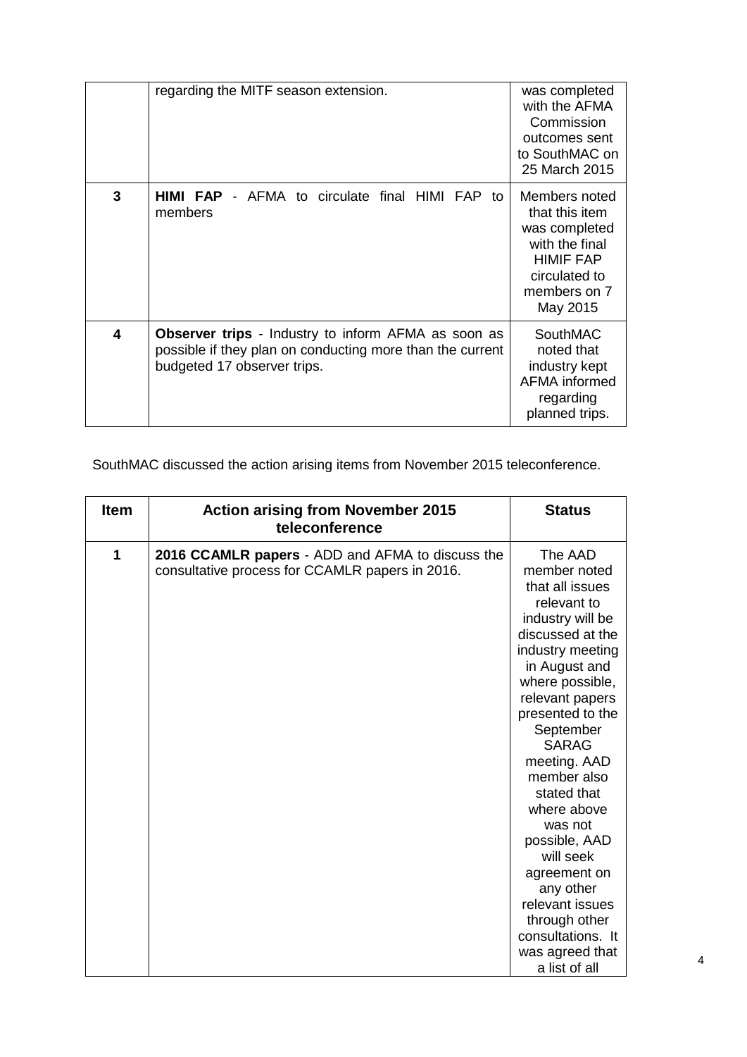| | | |
|---|---|---|
| | regarding the MITF season extension. | was completed with the AFMA Commission outcomes sent to SouthMAC on 25 March 2015 |
| 3 | **HIMI FAP** - AFMA to circulate final HIMI FAP to members | Members noted that this item was completed with the final HIMIF FAP circulated to members on 7 May 2015 |
| 4 | **Observer trips** - Industry to inform AFMA as soon as possible if they plan on conducting more than the current budgeted 17 observer trips. | SouthMAC noted that industry kept AFMA informed regarding planned trips. |

SouthMAC discussed the action arising items from November 2015 teleconference.

| Item | Action arising from November 2015 teleconference | Status |
|---|---|---|
| 1 | **2016 CCAMLR papers** - ADD and AFMA to discuss the consultative process for CCAMLR papers in 2016. | The AAD member noted that all issues relevant to industry will be discussed at the industry meeting in August and where possible, relevant papers presented to the September SARAG meeting. AAD member also stated that where above was not possible, AAD will seek agreement on any other relevant issues through other consultations. It was agreed that a list of all |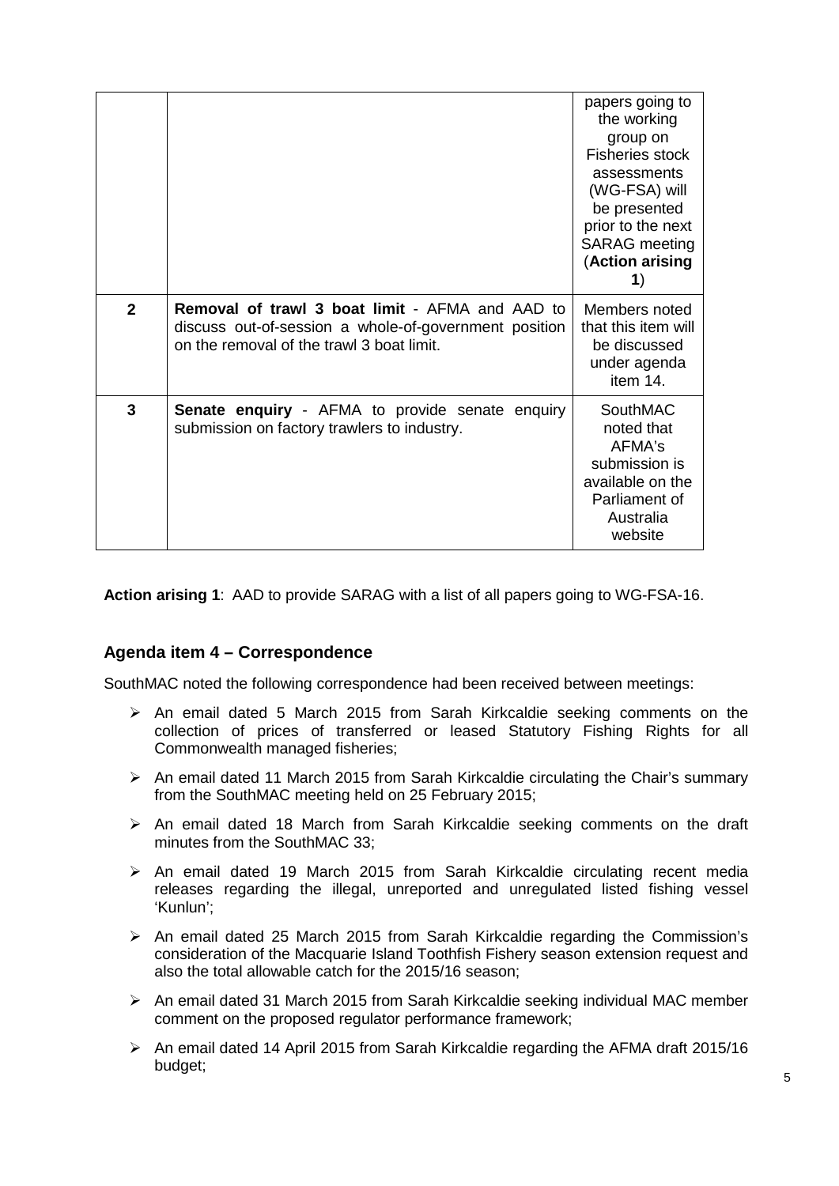| | | |
|---|---|---|
| | | papers going to the working group on Fisheries stock assessments (WG-FSA) will be presented prior to the next SARAG meeting (**Action arising 1**) |
| **2** | **Removal of trawl 3 boat limit** - AFMA and AAD to discuss out-of-session a whole-of-government position on the removal of the trawl 3 boat limit. | Members noted that this item will be discussed under agenda item 14. |
| **3** | **Senate enquiry** - AFMA to provide senate enquiry submission on factory trawlers to industry. | SouthMAC noted that AFMA's submission is available on the Parliament of Australia website |

**Action arising 1**: AAD to provide SARAG with a list of all papers going to WG-FSA-16.

### Agenda item 4 – Correspondence

SouthMAC noted the following correspondence had been received between meetings:

- An email dated 5 March 2015 from Sarah Kirkcaldie seeking comments on the collection of prices of transferred or leased Statutory Fishing Rights for all Commonwealth managed fisheries;
- An email dated 11 March 2015 from Sarah Kirkcaldie circulating the Chair's summary from the SouthMAC meeting held on 25 February 2015;
- An email dated 18 March from Sarah Kirkcaldie seeking comments on the draft minutes from the SouthMAC 33;
- An email dated 19 March 2015 from Sarah Kirkcaldie circulating recent media releases regarding the illegal, unreported and unregulated listed fishing vessel 'Kunlun';
- An email dated 25 March 2015 from Sarah Kirkcaldie regarding the Commission's consideration of the Macquarie Island Toothfish Fishery season extension request and also the total allowable catch for the 2015/16 season;
- An email dated 31 March 2015 from Sarah Kirkcaldie seeking individual MAC member comment on the proposed regulator performance framework;
- An email dated 14 April 2015 from Sarah Kirkcaldie regarding the AFMA draft 2015/16 budget;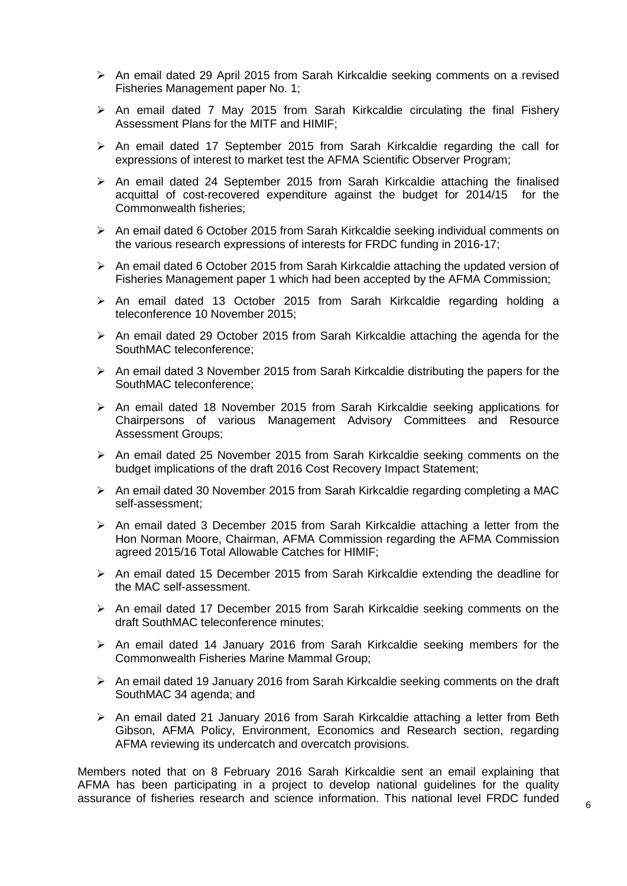- An email dated 29 April 2015 from Sarah Kirkcaldie seeking comments on a revised Fisheries Management paper No. 1;
- An email dated 7 May 2015 from Sarah Kirkcaldie circulating the final Fishery Assessment Plans for the MITF and HIMIF;
- An email dated 17 September 2015 from Sarah Kirkcaldie regarding the call for expressions of interest to market test the AFMA Scientific Observer Program;
- An email dated 24 September 2015 from Sarah Kirkcaldie attaching the finalised acquittal of cost-recovered expenditure against the budget for 2014/15 for the Commonwealth fisheries;
- An email dated 6 October 2015 from Sarah Kirkcaldie seeking individual comments on the various research expressions of interests for FRDC funding in 2016-17;
- An email dated 6 October 2015 from Sarah Kirkcaldie attaching the updated version of Fisheries Management paper 1 which had been accepted by the AFMA Commission;
- An email dated 13 October 2015 from Sarah Kirkcaldie regarding holding a teleconference 10 November 2015;
- An email dated 29 October 2015 from Sarah Kirkcaldie attaching the agenda for the SouthMAC teleconference;
- An email dated 3 November 2015 from Sarah Kirkcaldie distributing the papers for the SouthMAC teleconference;
- An email dated 18 November 2015 from Sarah Kirkcaldie seeking applications for Chairpersons of various Management Advisory Committees and Resource Assessment Groups;
- An email dated 25 November 2015 from Sarah Kirkcaldie seeking comments on the budget implications of the draft 2016 Cost Recovery Impact Statement;
- An email dated 30 November 2015 from Sarah Kirkcaldie regarding completing a MAC self-assessment;
- An email dated 3 December 2015 from Sarah Kirkcaldie attaching a letter from the Hon Norman Moore, Chairman, AFMA Commission regarding the AFMA Commission agreed 2015/16 Total Allowable Catches for HIMIF;
- An email dated 15 December 2015 from Sarah Kirkcaldie extending the deadline for the MAC self-assessment.
- An email dated 17 December 2015 from Sarah Kirkcaldie seeking comments on the draft SouthMAC teleconference minutes;
- An email dated 14 January 2016 from Sarah Kirkcaldie seeking members for the Commonwealth Fisheries Marine Mammal Group;
- An email dated 19 January 2016 from Sarah Kirkcaldie seeking comments on the draft SouthMAC 34 agenda; and
- An email dated 21 January 2016 from Sarah Kirkcaldie attaching a letter from Beth Gibson, AFMA Policy, Environment, Economics and Research section, regarding AFMA reviewing its undercatch and overcatch provisions.

Members noted that on 8 February 2016 Sarah Kirkcaldie sent an email explaining that AFMA has been participating in a project to develop national guidelines for the quality assurance of fisheries research and science information. This national level FRDC funded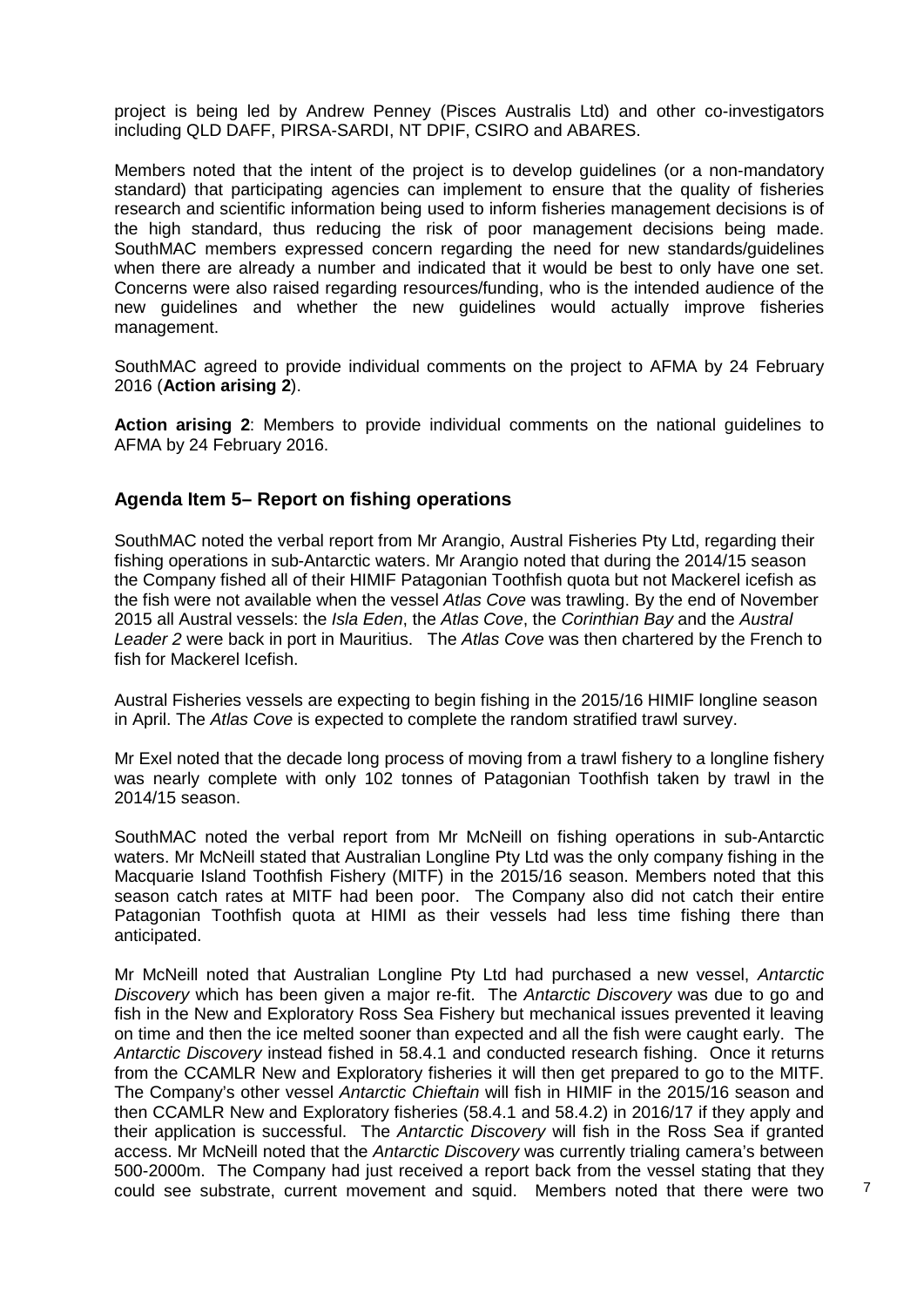project is being led by Andrew Penney (Pisces Australis Ltd) and other co-investigators including QLD DAFF, PIRSA-SARDI, NT DPIF, CSIRO and ABARES.

Members noted that the intent of the project is to develop guidelines (or a non-mandatory standard) that participating agencies can implement to ensure that the quality of fisheries research and scientific information being used to inform fisheries management decisions is of the high standard, thus reducing the risk of poor management decisions being made. SouthMAC members expressed concern regarding the need for new standards/guidelines when there are already a number and indicated that it would be best to only have one set. Concerns were also raised regarding resources/funding, who is the intended audience of the new guidelines and whether the new guidelines would actually improve fisheries management.

SouthMAC agreed to provide individual comments on the project to AFMA by 24 February 2016 (**Action arising 2**).

**Action arising 2**: Members to provide individual comments on the national guidelines to AFMA by 24 February 2016.

## Agenda Item 5– Report on fishing operations

SouthMAC noted the verbal report from Mr Arangio, Austral Fisheries Pty Ltd, regarding their fishing operations in sub-Antarctic waters. Mr Arangio noted that during the 2014/15 season the Company fished all of their HIMIF Patagonian Toothfish quota but not Mackerel icefish as the fish were not available when the vessel *Atlas Cove* was trawling. By the end of November 2015 all Austral vessels: the *Isla Eden*, the *Atlas Cove*, the *Corinthian Bay* and the *Austral Leader 2* were back in port in Mauritius. The *Atlas Cove* was then chartered by the French to fish for Mackerel Icefish.

Austral Fisheries vessels are expecting to begin fishing in the 2015/16 HIMIF longline season in April. The *Atlas Cove* is expected to complete the random stratified trawl survey.

Mr Exel noted that the decade long process of moving from a trawl fishery to a longline fishery was nearly complete with only 102 tonnes of Patagonian Toothfish taken by trawl in the 2014/15 season.

SouthMAC noted the verbal report from Mr McNeill on fishing operations in sub-Antarctic waters. Mr McNeill stated that Australian Longline Pty Ltd was the only company fishing in the Macquarie Island Toothfish Fishery (MITF) in the 2015/16 season. Members noted that this season catch rates at MITF had been poor. The Company also did not catch their entire Patagonian Toothfish quota at HIMI as their vessels had less time fishing there than anticipated.

Mr McNeill noted that Australian Longline Pty Ltd had purchased a new vessel, *Antarctic Discovery* which has been given a major re-fit. The *Antarctic Discovery* was due to go and fish in the New and Exploratory Ross Sea Fishery but mechanical issues prevented it leaving on time and then the ice melted sooner than expected and all the fish were caught early. The *Antarctic Discovery* instead fished in 58.4.1 and conducted research fishing. Once it returns from the CCAMLR New and Exploratory fisheries it will then get prepared to go to the MITF. The Company's other vessel *Antarctic Chieftain* will fish in HIMIF in the 2015/16 season and then CCAMLR New and Exploratory fisheries (58.4.1 and 58.4.2) in 2016/17 if they apply and their application is successful. The *Antarctic Discovery* will fish in the Ross Sea if granted access. Mr McNeill noted that the *Antarctic Discovery* was currently trialing camera's between 500-2000m. The Company had just received a report back from the vessel stating that they could see substrate, current movement and squid. Members noted that there were two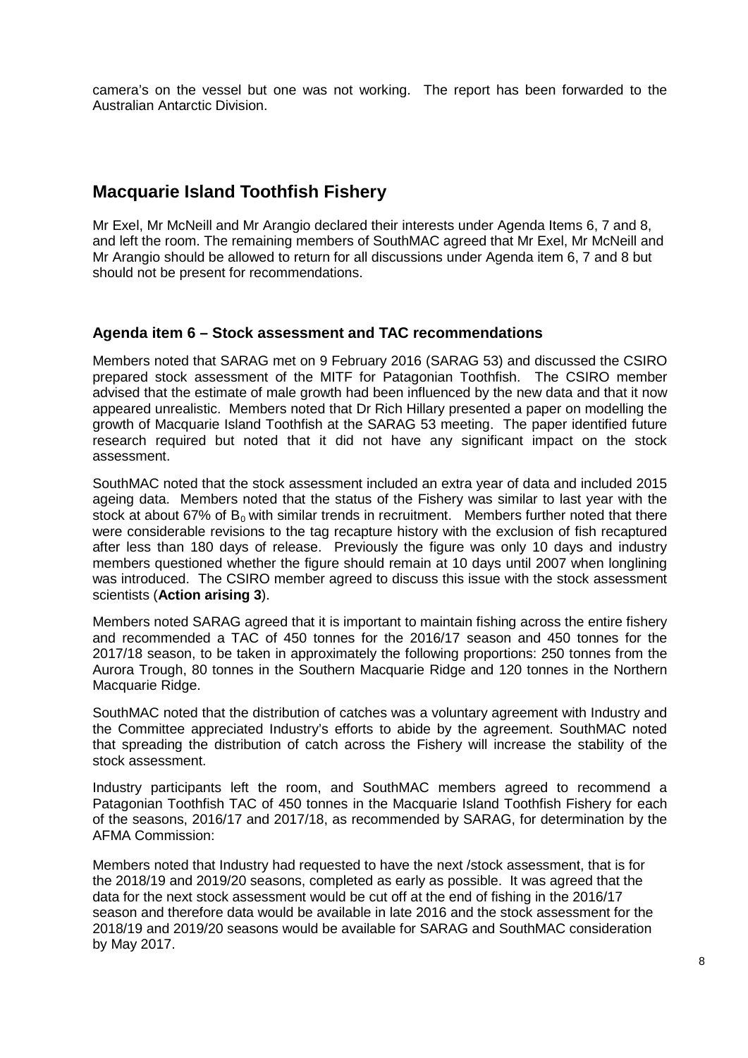camera's on the vessel but one was not working. The report has been forwarded to the Australian Antarctic Division.

## Macquarie Island Toothfish Fishery

Mr Exel, Mr McNeill and Mr Arangio declared their interests under Agenda Items 6, 7 and 8, and left the room. The remaining members of SouthMAC agreed that Mr Exel, Mr McNeill and Mr Arangio should be allowed to return for all discussions under Agenda item 6, 7 and 8 but should not be present for recommendations.

### Agenda item 6 – Stock assessment and TAC recommendations

Members noted that SARAG met on 9 February 2016 (SARAG 53) and discussed the CSIRO prepared stock assessment of the MITF for Patagonian Toothfish. The CSIRO member advised that the estimate of male growth had been influenced by the new data and that it now appeared unrealistic. Members noted that Dr Rich Hillary presented a paper on modelling the growth of Macquarie Island Toothfish at the SARAG 53 meeting. The paper identified future research required but noted that it did not have any significant impact on the stock assessment.

SouthMAC noted that the stock assessment included an extra year of data and included 2015 ageing data. Members noted that the status of the Fishery was similar to last year with the stock at about 67% of $B_0$ with similar trends in recruitment. Members further noted that there were considerable revisions to the tag recapture history with the exclusion of fish recaptured after less than 180 days of release. Previously the figure was only 10 days and industry members questioned whether the figure should remain at 10 days until 2007 when longlining was introduced. The CSIRO member agreed to discuss this issue with the stock assessment scientists (**Action arising 3**).

Members noted SARAG agreed that it is important to maintain fishing across the entire fishery and recommended a TAC of 450 tonnes for the 2016/17 season and 450 tonnes for the 2017/18 season, to be taken in approximately the following proportions: 250 tonnes from the Aurora Trough, 80 tonnes in the Southern Macquarie Ridge and 120 tonnes in the Northern Macquarie Ridge.

SouthMAC noted that the distribution of catches was a voluntary agreement with Industry and the Committee appreciated Industry's efforts to abide by the agreement. SouthMAC noted that spreading the distribution of catch across the Fishery will increase the stability of the stock assessment.

Industry participants left the room, and SouthMAC members agreed to recommend a Patagonian Toothfish TAC of 450 tonnes in the Macquarie Island Toothfish Fishery for each of the seasons, 2016/17 and 2017/18, as recommended by SARAG, for determination by the AFMA Commission:

Members noted that Industry had requested to have the next /stock assessment, that is for the 2018/19 and 2019/20 seasons, completed as early as possible. It was agreed that the data for the next stock assessment would be cut off at the end of fishing in the 2016/17 season and therefore data would be available in late 2016 and the stock assessment for the 2018/19 and 2019/20 seasons would be available for SARAG and SouthMAC consideration by May 2017.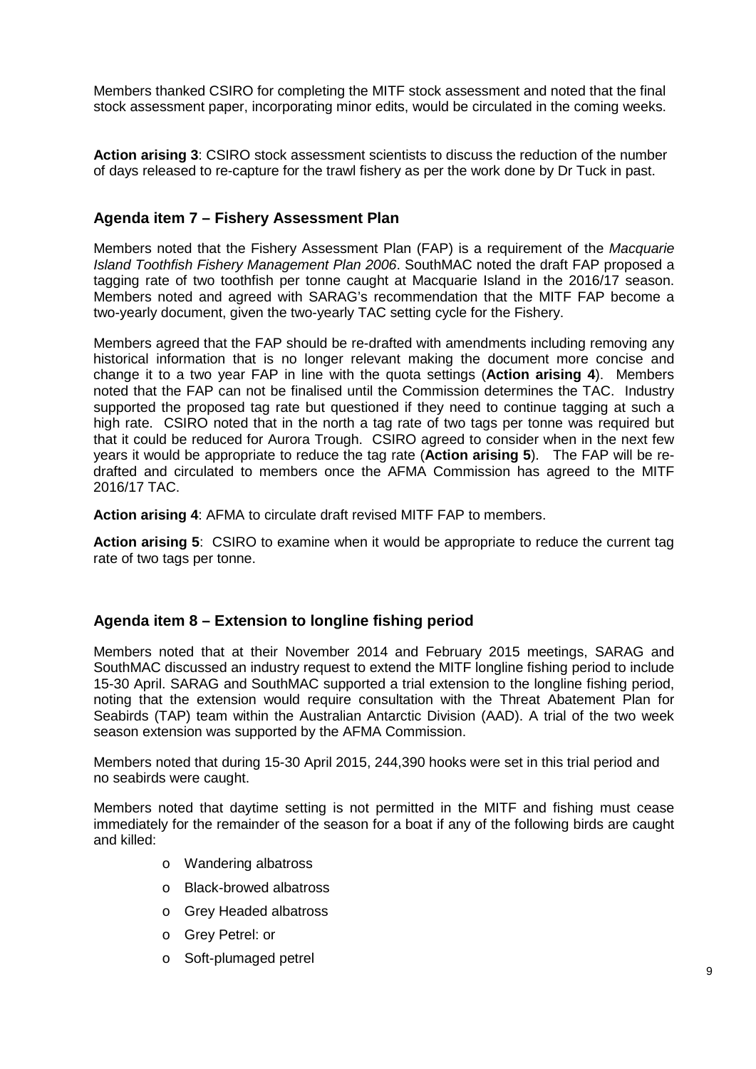Members thanked CSIRO for completing the MITF stock assessment and noted that the final stock assessment paper, incorporating minor edits, would be circulated in the coming weeks.

**Action arising 3**: CSIRO stock assessment scientists to discuss the reduction of the number of days released to re-capture for the trawl fishery as per the work done by Dr Tuck in past.

## Agenda item 7 – Fishery Assessment Plan

Members noted that the Fishery Assessment Plan (FAP) is a requirement of the *Macquarie Island Toothfish Fishery Management Plan 2006*. SouthMAC noted the draft FAP proposed a tagging rate of two toothfish per tonne caught at Macquarie Island in the 2016/17 season. Members noted and agreed with SARAG's recommendation that the MITF FAP become a two-yearly document, given the two-yearly TAC setting cycle for the Fishery.

Members agreed that the FAP should be re-drafted with amendments including removing any historical information that is no longer relevant making the document more concise and change it to a two year FAP in line with the quota settings (**Action arising 4**). Members noted that the FAP can not be finalised until the Commission determines the TAC. Industry supported the proposed tag rate but questioned if they need to continue tagging at such a high rate. CSIRO noted that in the north a tag rate of two tags per tonne was required but that it could be reduced for Aurora Trough. CSIRO agreed to consider when in the next few years it would be appropriate to reduce the tag rate (**Action arising 5**). The FAP will be re-drafted and circulated to members once the AFMA Commission has agreed to the MITF 2016/17 TAC.

**Action arising 4**: AFMA to circulate draft revised MITF FAP to members.

**Action arising 5**: CSIRO to examine when it would be appropriate to reduce the current tag rate of two tags per tonne.

## Agenda item 8 – Extension to longline fishing period

Members noted that at their November 2014 and February 2015 meetings, SARAG and SouthMAC discussed an industry request to extend the MITF longline fishing period to include 15-30 April. SARAG and SouthMAC supported a trial extension to the longline fishing period, noting that the extension would require consultation with the Threat Abatement Plan for Seabirds (TAP) team within the Australian Antarctic Division (AAD). A trial of the two week season extension was supported by the AFMA Commission.

Members noted that during 15-30 April 2015, 244,390 hooks were set in this trial period and no seabirds were caught.

Members noted that daytime setting is not permitted in the MITF and fishing must cease immediately for the remainder of the season for a boat if any of the following birds are caught and killed:

- Wandering albatross
- Black-browed albatross
- Grey Headed albatross
- Grey Petrel: or
- Soft-plumaged petrel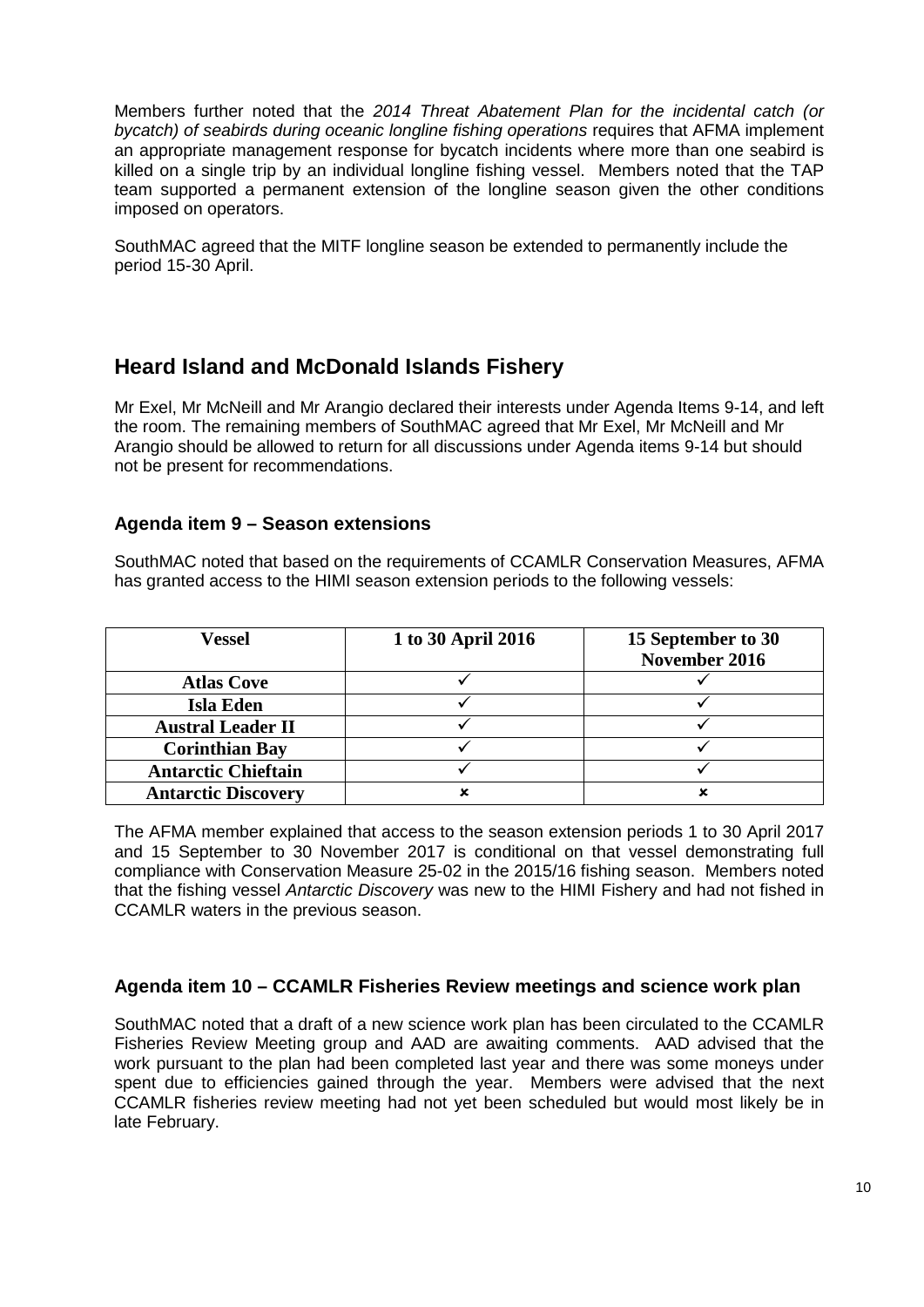Members further noted that the *2014 Threat Abatement Plan for the incidental catch (or bycatch) of seabirds during oceanic longline fishing operations* requires that AFMA implement an appropriate management response for bycatch incidents where more than one seabird is killed on a single trip by an individual longline fishing vessel. Members noted that the TAP team supported a permanent extension of the longline season given the other conditions imposed on operators.

SouthMAC agreed that the MITF longline season be extended to permanently include the period 15-30 April.

## Heard Island and McDonald Islands Fishery

Mr Exel, Mr McNeill and Mr Arangio declared their interests under Agenda Items 9-14, and left the room. The remaining members of SouthMAC agreed that Mr Exel, Mr McNeill and Mr Arangio should be allowed to return for all discussions under Agenda items 9-14 but should not be present for recommendations.

### Agenda item 9 – Season extensions

SouthMAC noted that based on the requirements of CCAMLR Conservation Measures, AFMA has granted access to the HIMI season extension periods to the following vessels:

| Vessel | 1 to 30 April 2016 | 15 September to 30 November 2016 |
|---|---|---|
| **Atlas Cove** | ✓ | ✓ |
| **Isla Eden** | ✓ | ✓ |
| **Austral Leader II** | ✓ | ✓ |
| **Corinthian Bay** | ✓ | ✓ |
| **Antarctic Chieftain** | ✓ | ✓ |
| **Antarctic Discovery** | ✗ | ✗ |

The AFMA member explained that access to the season extension periods 1 to 30 April 2017 and 15 September to 30 November 2017 is conditional on that vessel demonstrating full compliance with Conservation Measure 25-02 in the 2015/16 fishing season. Members noted that the fishing vessel *Antarctic Discovery* was new to the HIMI Fishery and had not fished in CCAMLR waters in the previous season.

### Agenda item 10 – CCAMLR Fisheries Review meetings and science work plan

SouthMAC noted that a draft of a new science work plan has been circulated to the CCAMLR Fisheries Review Meeting group and AAD are awaiting comments. AAD advised that the work pursuant to the plan had been completed last year and there was some moneys under spent due to efficiencies gained through the year. Members were advised that the next CCAMLR fisheries review meeting had not yet been scheduled but would most likely be in late February.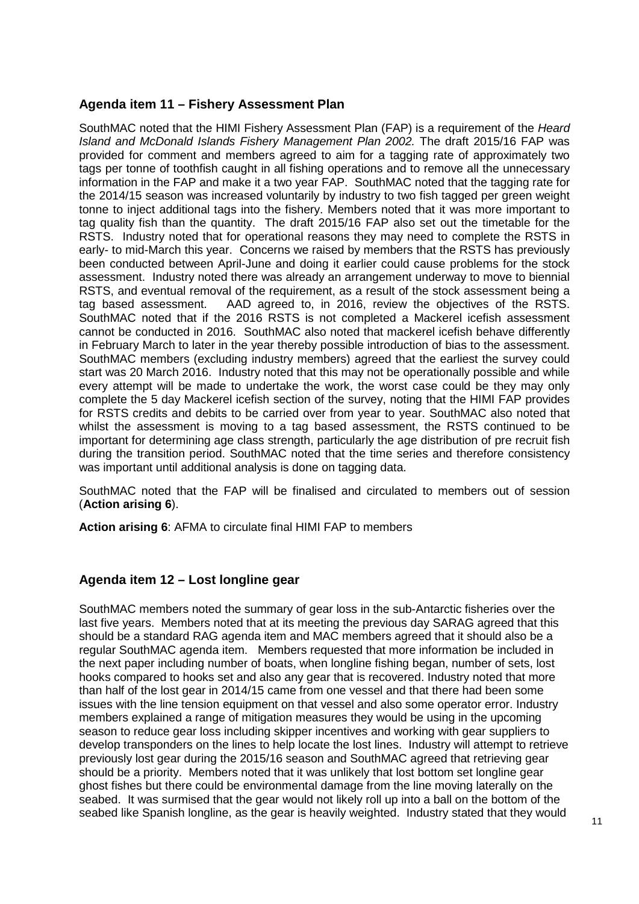## Agenda item 11 – Fishery Assessment Plan

SouthMAC noted that the HIMI Fishery Assessment Plan (FAP) is a requirement of the *Heard Island and McDonald Islands Fishery Management Plan 2002.* The draft 2015/16 FAP was provided for comment and members agreed to aim for a tagging rate of approximately two tags per tonne of toothfish caught in all fishing operations and to remove all the unnecessary information in the FAP and make it a two year FAP. SouthMAC noted that the tagging rate for the 2014/15 season was increased voluntarily by industry to two fish tagged per green weight tonne to inject additional tags into the fishery. Members noted that it was more important to tag quality fish than the quantity. The draft 2015/16 FAP also set out the timetable for the RSTS. Industry noted that for operational reasons they may need to complete the RSTS in early- to mid-March this year. Concerns we raised by members that the RSTS has previously been conducted between April-June and doing it earlier could cause problems for the stock assessment. Industry noted there was already an arrangement underway to move to biennial RSTS, and eventual removal of the requirement, as a result of the stock assessment being a tag based assessment. AAD agreed to, in 2016, review the objectives of the RSTS. SouthMAC noted that if the 2016 RSTS is not completed a Mackerel icefish assessment cannot be conducted in 2016. SouthMAC also noted that mackerel icefish behave differently in February March to later in the year thereby possible introduction of bias to the assessment. SouthMAC members (excluding industry members) agreed that the earliest the survey could start was 20 March 2016. Industry noted that this may not be operationally possible and while every attempt will be made to undertake the work, the worst case could be they may only complete the 5 day Mackerel icefish section of the survey, noting that the HIMI FAP provides for RSTS credits and debits to be carried over from year to year. SouthMAC also noted that whilst the assessment is moving to a tag based assessment, the RSTS continued to be important for determining age class strength, particularly the age distribution of pre recruit fish during the transition period. SouthMAC noted that the time series and therefore consistency was important until additional analysis is done on tagging data.

SouthMAC noted that the FAP will be finalised and circulated to members out of session (**Action arising 6**).

**Action arising 6**: AFMA to circulate final HIMI FAP to members

## Agenda item 12 – Lost longline gear

SouthMAC members noted the summary of gear loss in the sub-Antarctic fisheries over the last five years. Members noted that at its meeting the previous day SARAG agreed that this should be a standard RAG agenda item and MAC members agreed that it should also be a regular SouthMAC agenda item. Members requested that more information be included in the next paper including number of boats, when longline fishing began, number of sets, lost hooks compared to hooks set and also any gear that is recovered. Industry noted that more than half of the lost gear in 2014/15 came from one vessel and that there had been some issues with the line tension equipment on that vessel and also some operator error. Industry members explained a range of mitigation measures they would be using in the upcoming season to reduce gear loss including skipper incentives and working with gear suppliers to develop transponders on the lines to help locate the lost lines. Industry will attempt to retrieve previously lost gear during the 2015/16 season and SouthMAC agreed that retrieving gear should be a priority. Members noted that it was unlikely that lost bottom set longline gear ghost fishes but there could be environmental damage from the line moving laterally on the seabed. It was surmised that the gear would not likely roll up into a ball on the bottom of the seabed like Spanish longline, as the gear is heavily weighted. Industry stated that they would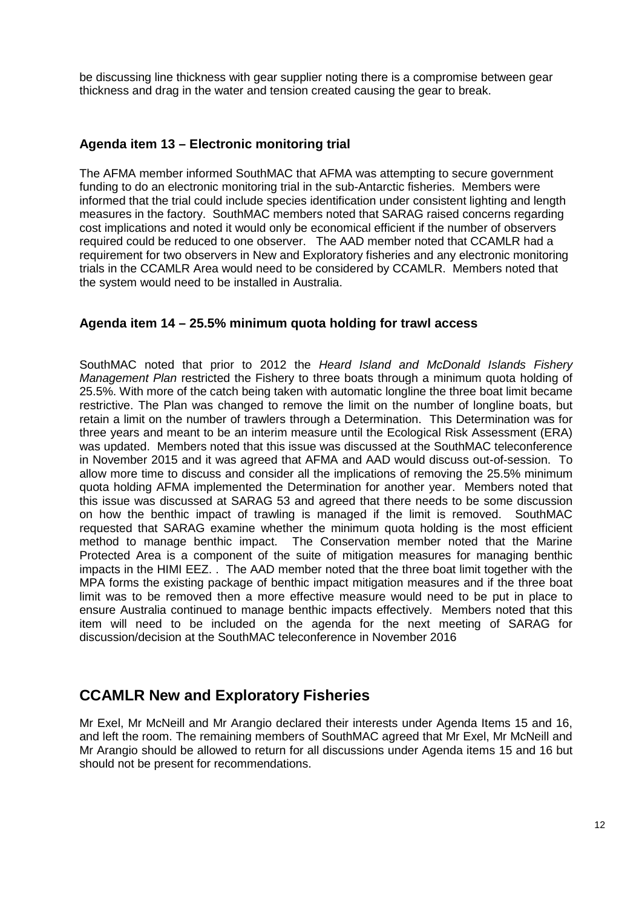be discussing line thickness with gear supplier noting there is a compromise between gear thickness and drag in the water and tension created causing the gear to break.

### Agenda item 13 – Electronic monitoring trial

The AFMA member informed SouthMAC that AFMA was attempting to secure government funding to do an electronic monitoring trial in the sub-Antarctic fisheries. Members were informed that the trial could include species identification under consistent lighting and length measures in the factory. SouthMAC members noted that SARAG raised concerns regarding cost implications and noted it would only be economical efficient if the number of observers required could be reduced to one observer. The AAD member noted that CCAMLR had a requirement for two observers in New and Exploratory fisheries and any electronic monitoring trials in the CCAMLR Area would need to be considered by CCAMLR. Members noted that the system would need to be installed in Australia.

### Agenda item 14 – 25.5% minimum quota holding for trawl access

SouthMAC noted that prior to 2012 the *Heard Island and McDonald Islands Fishery Management Plan* restricted the Fishery to three boats through a minimum quota holding of 25.5%. With more of the catch being taken with automatic longline the three boat limit became restrictive. The Plan was changed to remove the limit on the number of longline boats, but retain a limit on the number of trawlers through a Determination. This Determination was for three years and meant to be an interim measure until the Ecological Risk Assessment (ERA) was updated. Members noted that this issue was discussed at the SouthMAC teleconference in November 2015 and it was agreed that AFMA and AAD would discuss out-of-session. To allow more time to discuss and consider all the implications of removing the 25.5% minimum quota holding AFMA implemented the Determination for another year. Members noted that this issue was discussed at SARAG 53 and agreed that there needs to be some discussion on how the benthic impact of trawling is managed if the limit is removed. SouthMAC requested that SARAG examine whether the minimum quota holding is the most efficient method to manage benthic impact. The Conservation member noted that the Marine Protected Area is a component of the suite of mitigation measures for managing benthic impacts in the HIMI EEZ. . The AAD member noted that the three boat limit together with the MPA forms the existing package of benthic impact mitigation measures and if the three boat limit was to be removed then a more effective measure would need to be put in place to ensure Australia continued to manage benthic impacts effectively. Members noted that this item will need to be included on the agenda for the next meeting of SARAG for discussion/decision at the SouthMAC teleconference in November 2016

## CCAMLR New and Exploratory Fisheries

Mr Exel, Mr McNeill and Mr Arangio declared their interests under Agenda Items 15 and 16, and left the room. The remaining members of SouthMAC agreed that Mr Exel, Mr McNeill and Mr Arangio should be allowed to return for all discussions under Agenda items 15 and 16 but should not be present for recommendations.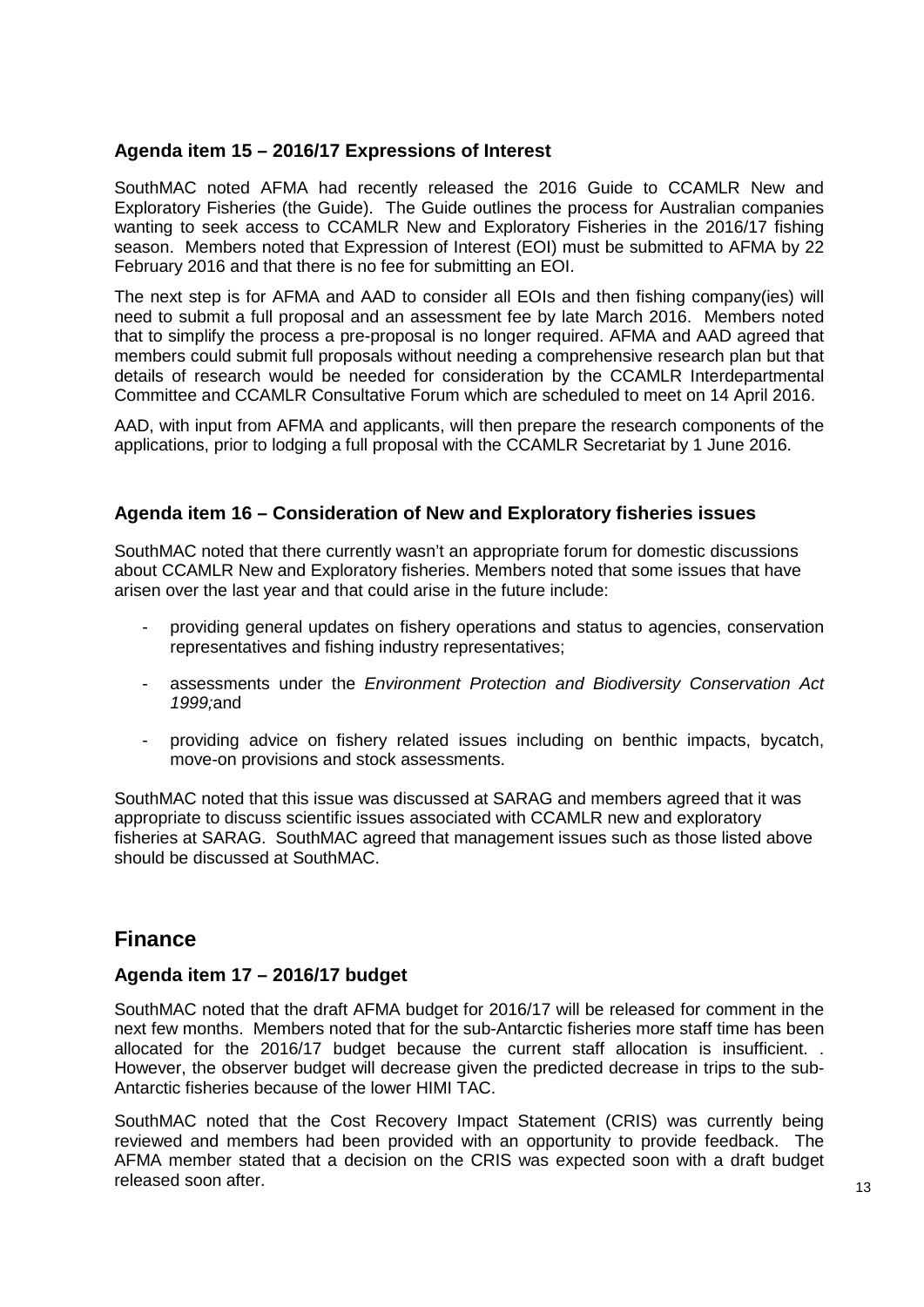### Agenda item 15 – 2016/17 Expressions of Interest

SouthMAC noted AFMA had recently released the 2016 Guide to CCAMLR New and Exploratory Fisheries (the Guide). The Guide outlines the process for Australian companies wanting to seek access to CCAMLR New and Exploratory Fisheries in the 2016/17 fishing season. Members noted that Expression of Interest (EOI) must be submitted to AFMA by 22 February 2016 and that there is no fee for submitting an EOI.

The next step is for AFMA and AAD to consider all EOIs and then fishing company(ies) will need to submit a full proposal and an assessment fee by late March 2016. Members noted that to simplify the process a pre-proposal is no longer required. AFMA and AAD agreed that members could submit full proposals without needing a comprehensive research plan but that details of research would be needed for consideration by the CCAMLR Interdepartmental Committee and CCAMLR Consultative Forum which are scheduled to meet on 14 April 2016.

AAD, with input from AFMA and applicants, will then prepare the research components of the applications, prior to lodging a full proposal with the CCAMLR Secretariat by 1 June 2016.

### Agenda item 16 – Consideration of New and Exploratory fisheries issues

SouthMAC noted that there currently wasn't an appropriate forum for domestic discussions about CCAMLR New and Exploratory fisheries. Members noted that some issues that have arisen over the last year and that could arise in the future include:

- providing general updates on fishery operations and status to agencies, conservation representatives and fishing industry representatives;
- assessments under the *Environment Protection and Biodiversity Conservation Act 1999;*and
- providing advice on fishery related issues including on benthic impacts, bycatch, move-on provisions and stock assessments.

SouthMAC noted that this issue was discussed at SARAG and members agreed that it was appropriate to discuss scientific issues associated with CCAMLR new and exploratory fisheries at SARAG. SouthMAC agreed that management issues such as those listed above should be discussed at SouthMAC.

## Finance

### Agenda item 17 – 2016/17 budget

SouthMAC noted that the draft AFMA budget for 2016/17 will be released for comment in the next few months. Members noted that for the sub-Antarctic fisheries more staff time has been allocated for the 2016/17 budget because the current staff allocation is insufficient. . However, the observer budget will decrease given the predicted decrease in trips to the sub-Antarctic fisheries because of the lower HIMI TAC.

SouthMAC noted that the Cost Recovery Impact Statement (CRIS) was currently being reviewed and members had been provided with an opportunity to provide feedback. The AFMA member stated that a decision on the CRIS was expected soon with a draft budget released soon after.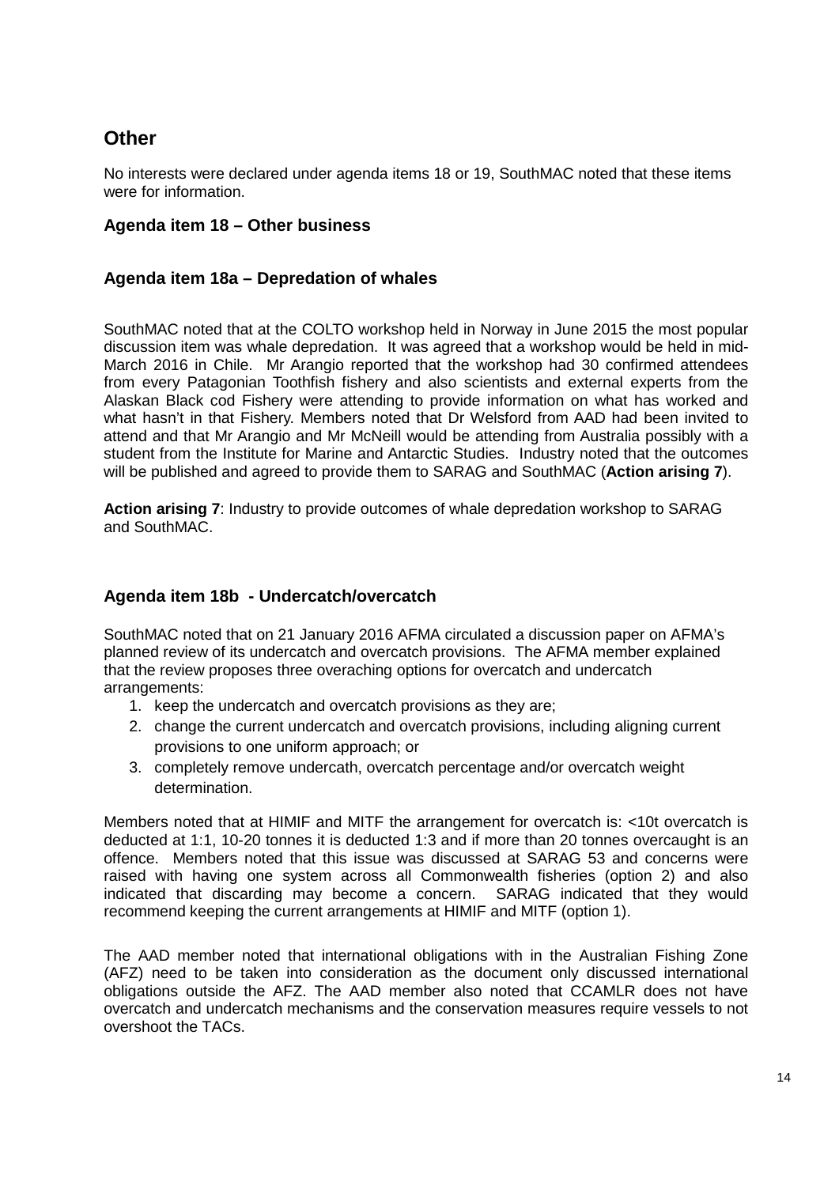## Other

No interests were declared under agenda items 18 or 19, SouthMAC noted that these items were for information.

### Agenda item 18 – Other business

### Agenda item 18a – Depredation of whales

SouthMAC noted that at the COLTO workshop held in Norway in June 2015 the most popular discussion item was whale depredation. It was agreed that a workshop would be held in mid-March 2016 in Chile. Mr Arangio reported that the workshop had 30 confirmed attendees from every Patagonian Toothfish fishery and also scientists and external experts from the Alaskan Black cod Fishery were attending to provide information on what has worked and what hasn't in that Fishery. Members noted that Dr Welsford from AAD had been invited to attend and that Mr Arangio and Mr McNeill would be attending from Australia possibly with a student from the Institute for Marine and Antarctic Studies. Industry noted that the outcomes will be published and agreed to provide them to SARAG and SouthMAC (**Action arising 7**).

**Action arising 7**: Industry to provide outcomes of whale depredation workshop to SARAG and SouthMAC.

### Agenda item 18b - Undercatch/overcatch

SouthMAC noted that on 21 January 2016 AFMA circulated a discussion paper on AFMA's planned review of its undercatch and overcatch provisions. The AFMA member explained that the review proposes three overaching options for overcatch and undercatch arrangements:

1. keep the undercatch and overcatch provisions as they are;
2. change the current undercatch and overcatch provisions, including aligning current provisions to one uniform approach; or
3. completely remove undercath, overcatch percentage and/or overcatch weight determination.

Members noted that at HIMIF and MITF the arrangement for overcatch is: <10t overcatch is deducted at 1:1, 10-20 tonnes it is deducted 1:3 and if more than 20 tonnes overcaught is an offence. Members noted that this issue was discussed at SARAG 53 and concerns were raised with having one system across all Commonwealth fisheries (option 2) and also indicated that discarding may become a concern. SARAG indicated that they would recommend keeping the current arrangements at HIMIF and MITF (option 1).

The AAD member noted that international obligations with in the Australian Fishing Zone (AFZ) need to be taken into consideration as the document only discussed international obligations outside the AFZ. The AAD member also noted that CCAMLR does not have overcatch and undercatch mechanisms and the conservation measures require vessels to not overshoot the TACs.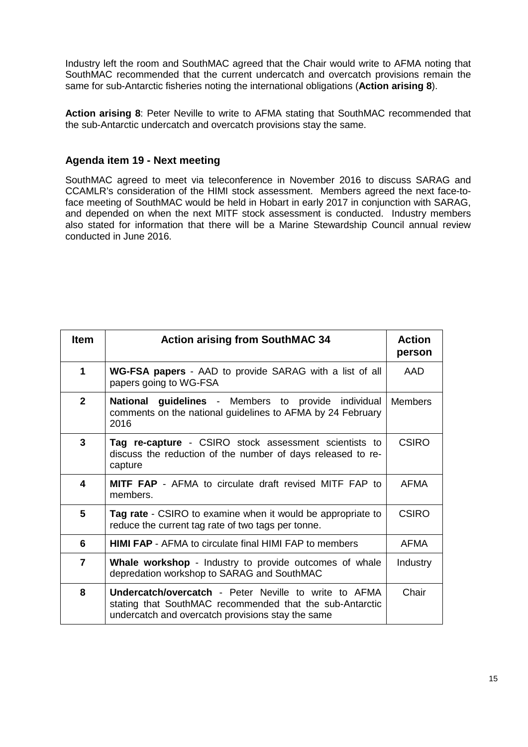Industry left the room and SouthMAC agreed that the Chair would write to AFMA noting that SouthMAC recommended that the current undercatch and overcatch provisions remain the same for sub-Antarctic fisheries noting the international obligations (**Action arising 8**).

**Action arising 8**: Peter Neville to write to AFMA stating that SouthMAC recommended that the sub-Antarctic undercatch and overcatch provisions stay the same.

### Agenda item 19 - Next meeting

SouthMAC agreed to meet via teleconference in November 2016 to discuss SARAG and CCAMLR's consideration of the HIMI stock assessment. Members agreed the next face-to-face meeting of SouthMAC would be held in Hobart in early 2017 in conjunction with SARAG, and depended on when the next MITF stock assessment is conducted. Industry members also stated for information that there will be a Marine Stewardship Council annual review conducted in June 2016.

| Item | Action arising from SouthMAC 34 | Action person |
|---|---|---|
| 1 | **WG-FSA papers** - AAD to provide SARAG with a list of all papers going to WG-FSA | AAD |
| 2 | **National guidelines** - Members to provide individual comments on the national guidelines to AFMA by 24 February 2016 | Members |
| 3 | **Tag re-capture** - CSIRO stock assessment scientists to discuss the reduction of the number of days released to re-capture | CSIRO |
| 4 | **MITF FAP** - AFMA to circulate draft revised MITF FAP to members. | AFMA |
| 5 | **Tag rate** - CSIRO to examine when it would be appropriate to reduce the current tag rate of two tags per tonne. | CSIRO |
| 6 | **HIMI FAP** - AFMA to circulate final HIMI FAP to members | AFMA |
| 7 | **Whale workshop** - Industry to provide outcomes of whale depredation workshop to SARAG and SouthMAC | Industry |
| 8 | **Undercatch/overcatch** - Peter Neville to write to AFMA stating that SouthMAC recommended that the sub-Antarctic undercatch and overcatch provisions stay the same | Chair |